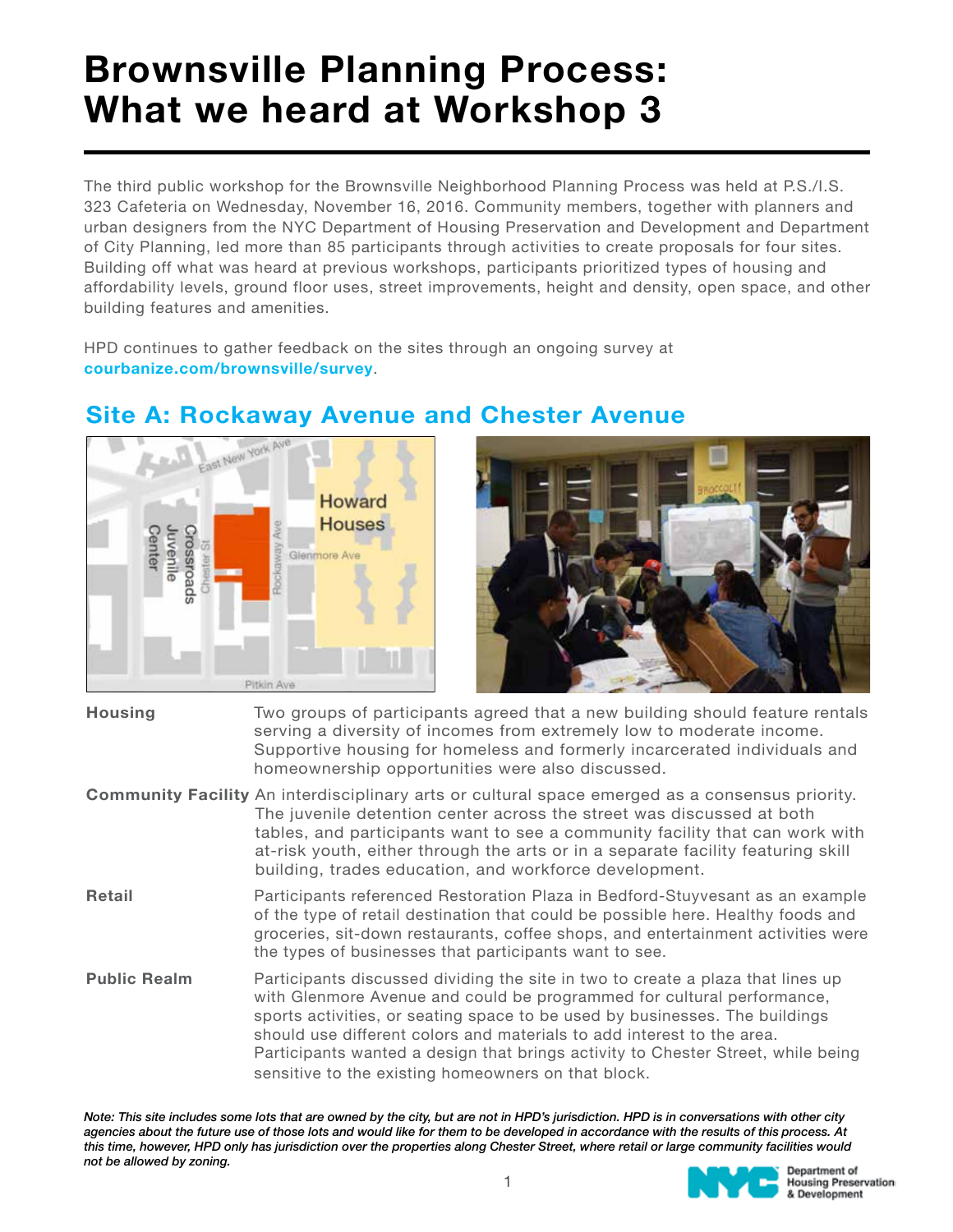# Brownsville Planning Process: What we heard at Workshop 3

The third public workshop for the Brownsville Neighborhood Planning Process was held at P.S./I.S. 323 Cafeteria on Wednesday, November 16, 2016. Community members, together with planners and urban designers from the NYC Department of Housing Preservation and Development and Department of City Planning, led more than 85 participants through activities to create proposals for four sites. Building off what was heard at previous workshops, participants prioritized types of housing and affordability levels, ground floor uses, street improvements, height and density, open space, and other building features and amenities.

HPD continues to gather feedback on the sites through an ongoing survey at **courbanize.com/brownsville/survey**.

## Site A: Rockaway Avenue and Chester Avenue

| | |
|---|---|
| **Housing** | Two groups of participants agreed that a new building should feature rentals serving a diversity of incomes from extremely low to moderate income. Supportive housing for homeless and formerly incarcerated individuals and homeownership opportunities were also discussed. |
| **Community Facility** | An interdisciplinary arts or cultural space emerged as a consensus priority. The juvenile detention center across the street was discussed at both tables, and participants want to see a community facility that can work with at-risk youth, either through the arts or in a separate facility featuring skill building, trades education, and workforce development. |
| **Retail** | Participants referenced Restoration Plaza in Bedford-Stuyvesant as an example of the type of retail destination that could be possible here. Healthy foods and groceries, sit-down restaurants, coffee shops, and entertainment activities were the types of businesses that participants want to see. |
| **Public Realm** | Participants discussed dividing the site in two to create a plaza that lines up with Glenmore Avenue and could be programmed for cultural performance, sports activities, or seating space to be used by businesses. The buildings should use different colors and materials to add interest to the area. Participants wanted a design that brings activity to Chester Street, while being sensitive to the existing homeowners on that block. |

*Note: This site includes some lots that are owned by the city, but are not in HPD's jurisdiction. HPD is in conversations with other city agencies about the future use of those lots and would like for them to be developed in accordance with the results of this process. At this time, however, HPD only has jurisdiction over the properties along Chester Street, where retail or large community facilities would not be allowed by zoning.*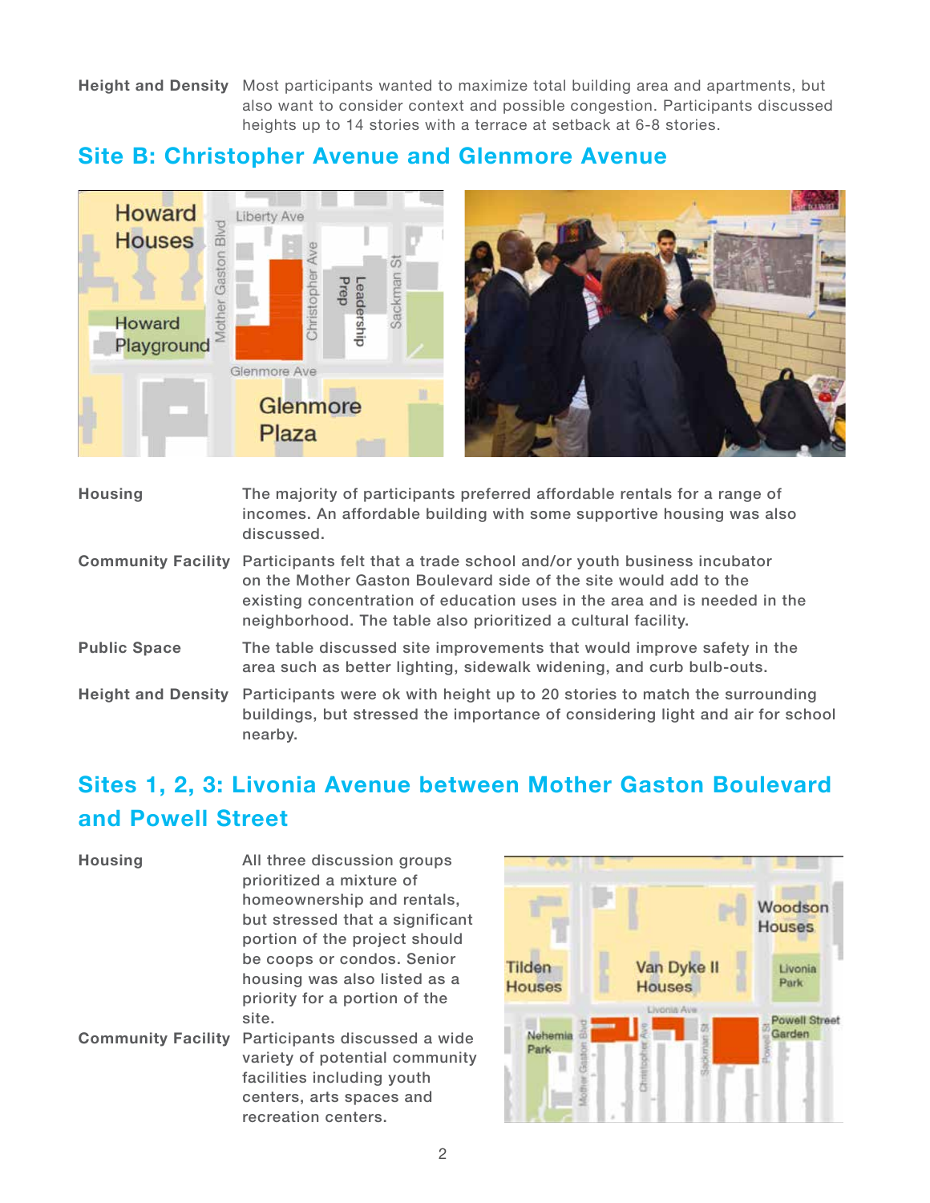| | |
|---|---|
| **Height and Density** | Most participants wanted to maximize total building area and apartments, but also want to consider context and possible congestion. Participants discussed heights up to 14 stories with a terrace at setback at 6-8 stories. |

## Site B: Christopher Avenue and Glenmore Avenue

| | |
|---|---|
| **Housing** | The majority of participants preferred affordable rentals for a range of incomes. An affordable building with some supportive housing was also discussed. |
| **Community Facility** | Participants felt that a trade school and/or youth business incubator on the Mother Gaston Boulevard side of the site would add to the existing concentration of education uses in the area and is needed in the neighborhood. The table also prioritized a cultural facility. |
| **Public Space** | The table discussed site improvements that would improve safety in the area such as better lighting, sidewalk widening, and curb bulb-outs. |
| **Height and Density** | Participants were ok with height up to 20 stories to match the surrounding buildings, but stressed the importance of considering light and air for school nearby. |

## Sites 1, 2, 3: Livonia Avenue between Mother Gaston Boulevard and Powell Street

| | |
|---|---|
| **Housing** | All three discussion groups prioritized a mixture of homeownership and rentals, but stressed that a significant portion of the project should be coops or condos. Senior housing was also listed as a priority for a portion of the site. |
| **Community Facility** | Participants discussed a wide variety of potential community facilities including youth centers, arts spaces and recreation centers. |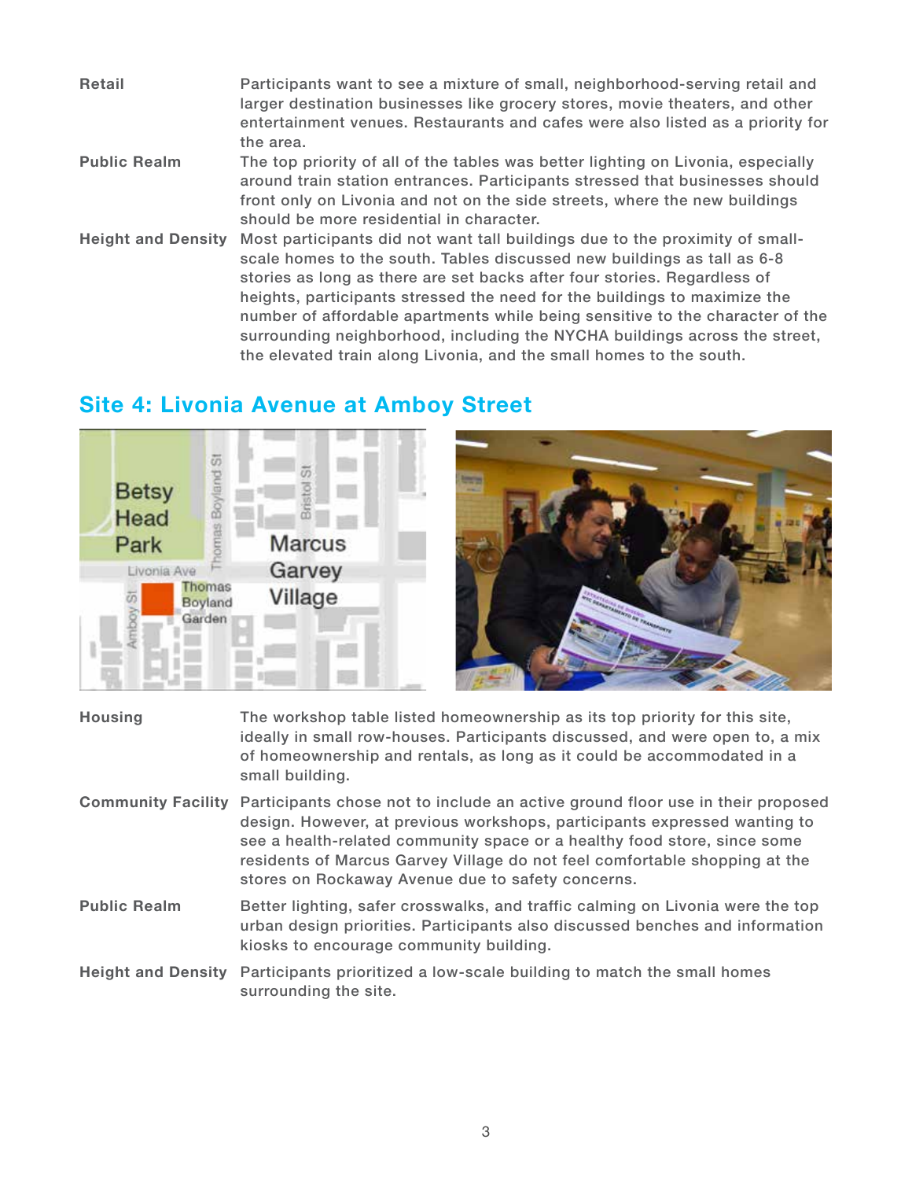**Retail**

Participants want to see a mixture of small, neighborhood-serving retail and larger destination businesses like grocery stores, movie theaters, and other entertainment venues. Restaurants and cafes were also listed as a priority for the area.

**Public Realm**

The top priority of all of the tables was better lighting on Livonia, especially around train station entrances. Participants stressed that businesses should front only on Livonia and not on the side streets, where the new buildings should be more residential in character.

**Height and Density**

Most participants did not want tall buildings due to the proximity of small-scale homes to the south. Tables discussed new buildings as tall as 6-8 stories as long as there are set backs after four stories. Regardless of heights, participants stressed the need for the buildings to maximize the number of affordable apartments while being sensitive to the character of the surrounding neighborhood, including the NYCHA buildings across the street, the elevated train along Livonia, and the small homes to the south.

## Site 4: Livonia Avenue at Amboy Street

Betsy Head Park
Thomas Boyland St
Bristol St
Marcus Garvey Village
Livonia Ave
Amboy St
Thomas Boyland Garden

**Housing**

The workshop table listed homeownership as its top priority for this site, ideally in small row-houses. Participants discussed, and were open to, a mix of homeownership and rentals, as long as it could be accommodated in a small building.

**Community Facility**

Participants chose not to include an active ground floor use in their proposed design. However, at previous workshops, participants expressed wanting to see a health-related community space or a healthy food store, since some residents of Marcus Garvey Village do not feel comfortable shopping at the stores on Rockaway Avenue due to safety concerns.

**Public Realm**

Better lighting, safer crosswalks, and traffic calming on Livonia were the top urban design priorities. Participants also discussed benches and information kiosks to encourage community building.

**Height and Density**

Participants prioritized a low-scale building to match the small homes surrounding the site.